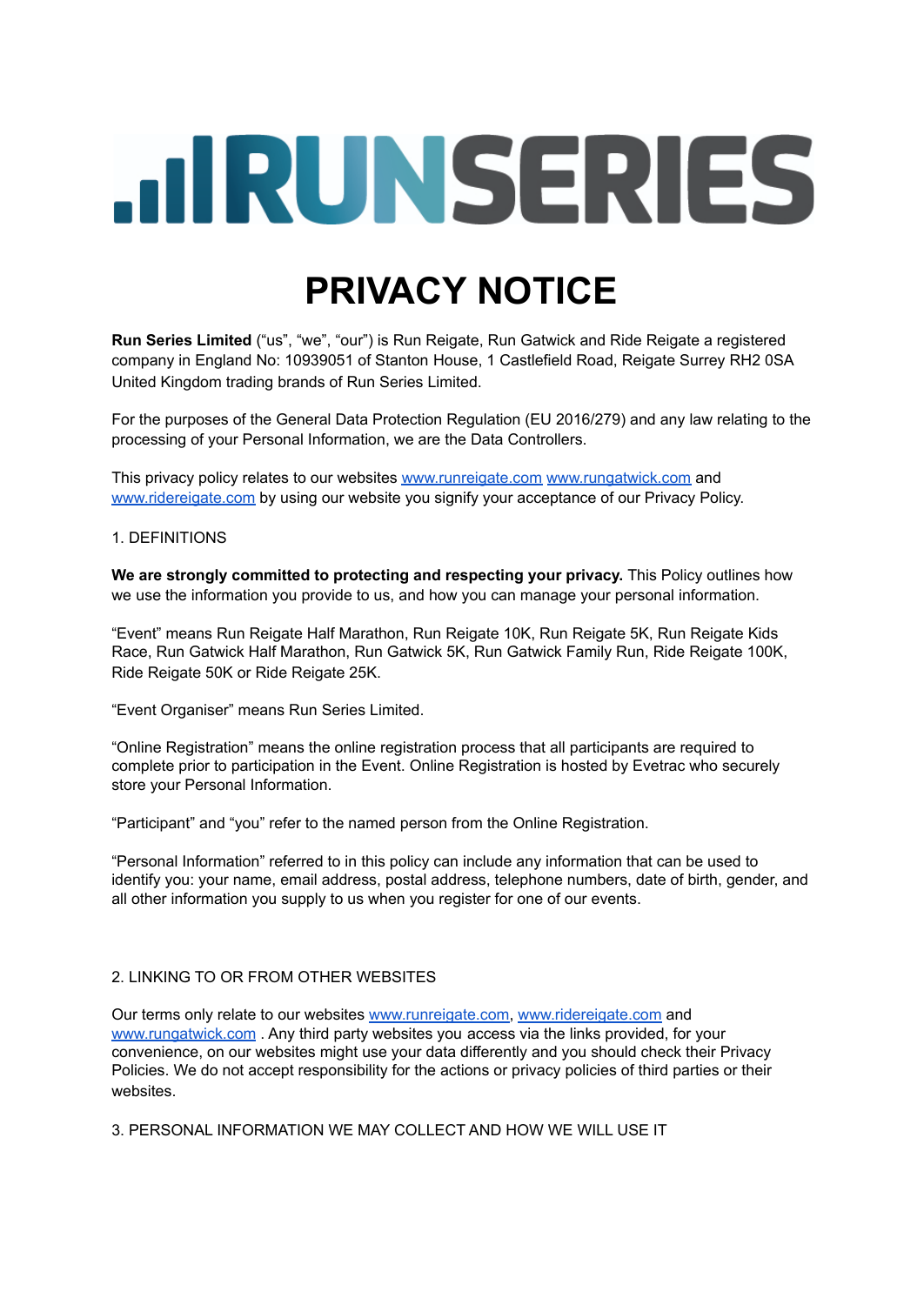# RUNSERIES

# PRIVACY NOTICE

**Run Series Limited** ("us", "we", "our") is Run Reigate, Run Gatwick and Ride Reigate a registered company in England No: 10939051 of Stanton House, 1 Castlefield Road, Reigate Surrey RH2 0SA United Kingdom trading brands of Run Series Limited.

For the purposes of the General Data Protection Regulation (EU 2016/279) and any law relating to the processing of your Personal Information, we are the Data Controllers.

This privacy policy relates to our websites www.runreigate.com www.rungatwick.com and www.ridereigate.com by using our website you signify your acceptance of our Privacy Policy.

## 1. DEFINITIONS

**We are strongly committed to protecting and respecting your privacy.** This Policy outlines how we use the information you provide to us, and how you can manage your personal information.

"Event" means Run Reigate Half Marathon, Run Reigate 10K, Run Reigate 5K, Run Reigate Kids Race, Run Gatwick Half Marathon, Run Gatwick 5K, Run Gatwick Family Run, Ride Reigate 100K, Ride Reigate 50K or Ride Reigate 25K.

"Event Organiser" means Run Series Limited.

"Online Registration" means the online registration process that all participants are required to complete prior to participation in the Event. Online Registration is hosted by Evetrac who securely store your Personal Information.

"Participant" and "you" refer to the named person from the Online Registration.

"Personal Information" referred to in this policy can include any information that can be used to identify you: your name, email address, postal address, telephone numbers, date of birth, gender, and all other information you supply to us when you register for one of our events.

## 2. LINKING TO OR FROM OTHER WEBSITES

Our terms only relate to our websites www.runreigate.com, www.ridereigate.com and www.rungatwick.com . Any third party websites you access via the links provided, for your convenience, on our websites might use your data differently and you should check their Privacy Policies. We do not accept responsibility for the actions or privacy policies of third parties or their websites.

## 3. PERSONAL INFORMATION WE MAY COLLECT AND HOW WE WILL USE IT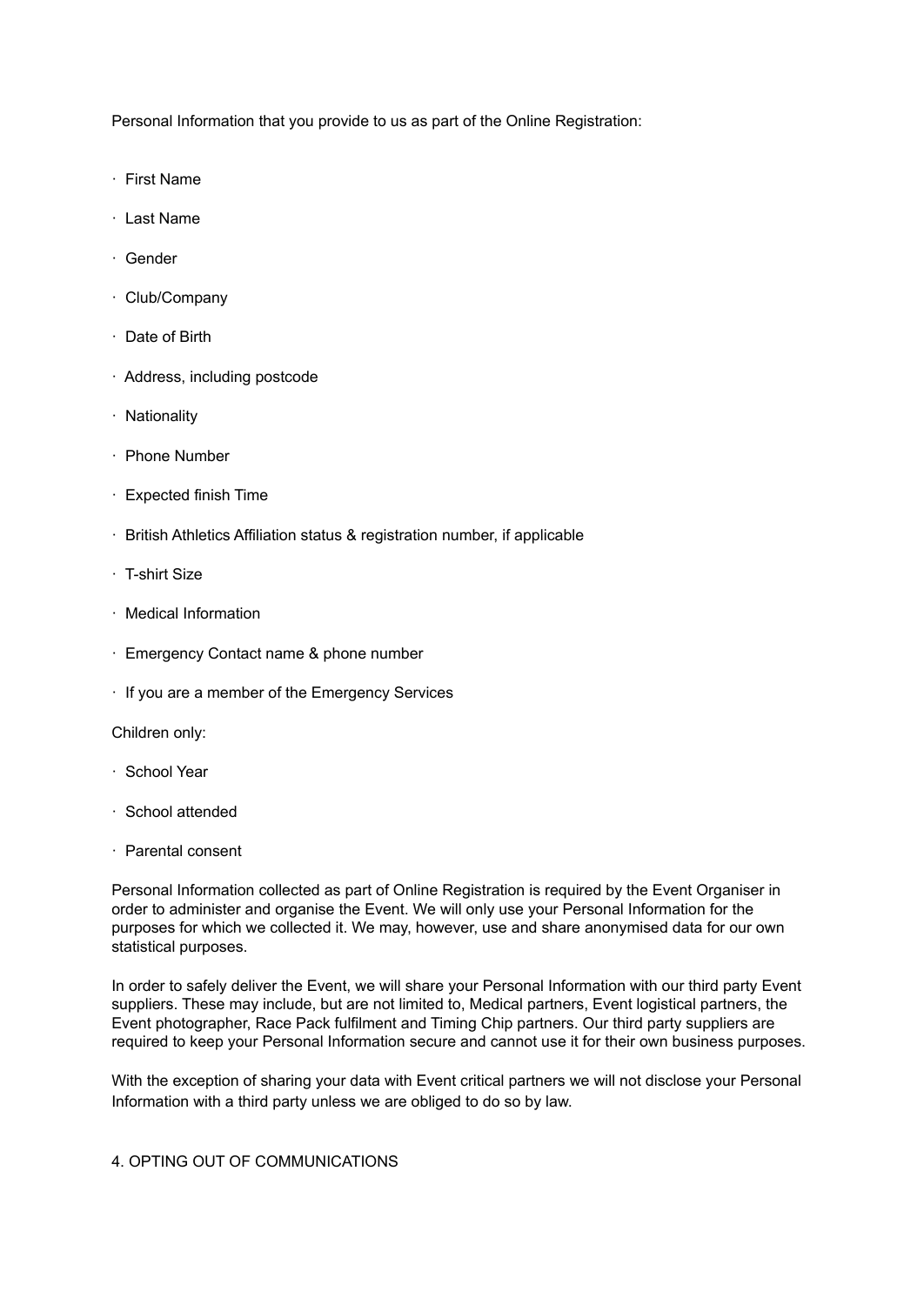Personal Information that you provide to us as part of the Online Registration:

- First Name
- Last Name
- Gender
- Club/Company
- Date of Birth
- Address, including postcode
- Nationality
- Phone Number
- Expected finish Time
- British Athletics Affiliation status & registration number, if applicable
- T-shirt Size
- Medical Information
- Emergency Contact name & phone number
- If you are a member of the Emergency Services

Children only:

- School Year
- School attended
- Parental consent

Personal Information collected as part of Online Registration is required by the Event Organiser in order to administer and organise the Event. We will only use your Personal Information for the purposes for which we collected it. We may, however, use and share anonymised data for our own statistical purposes.

In order to safely deliver the Event, we will share your Personal Information with our third party Event suppliers. These may include, but are not limited to, Medical partners, Event logistical partners, the Event photographer, Race Pack fulfilment and Timing Chip partners. Our third party suppliers are required to keep your Personal Information secure and cannot use it for their own business purposes.

With the exception of sharing your data with Event critical partners we will not disclose your Personal Information with a third party unless we are obliged to do so by law.

## 4. OPTING OUT OF COMMUNICATIONS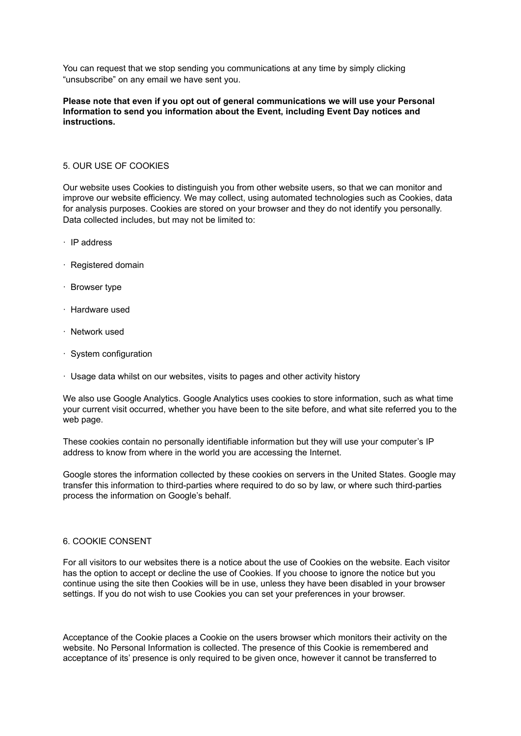You can request that we stop sending you communications at any time by simply clicking “unsubscribe” on any email we have sent you.

**Please note that even if you opt out of general communications we will use your Personal Information to send you information about the Event, including Event Day notices and instructions.**

## 5. OUR USE OF COOKIES

Our website uses Cookies to distinguish you from other website users, so that we can monitor and improve our website efficiency. We may collect, using automated technologies such as Cookies, data for analysis purposes. Cookies are stored on your browser and they do not identify you personally. Data collected includes, but may not be limited to:

- IP address
- Registered domain
- Browser type
- Hardware used
- Network used
- System configuration
- Usage data whilst on our websites, visits to pages and other activity history

We also use Google Analytics. Google Analytics uses cookies to store information, such as what time your current visit occurred, whether you have been to the site before, and what site referred you to the web page.

These cookies contain no personally identifiable information but they will use your computer’s IP address to know from where in the world you are accessing the Internet.

Google stores the information collected by these cookies on servers in the United States. Google may transfer this information to third-parties where required to do so by law, or where such third-parties process the information on Google’s behalf.

## 6. COOKIE CONSENT

For all visitors to our websites there is a notice about the use of Cookies on the website. Each visitor has the option to accept or decline the use of Cookies. If you choose to ignore the notice but you continue using the site then Cookies will be in use, unless they have been disabled in your browser settings. If you do not wish to use Cookies you can set your preferences in your browser.

Acceptance of the Cookie places a Cookie on the users browser which monitors their activity on the website. No Personal Information is collected. The presence of this Cookie is remembered and acceptance of its’ presence is only required to be given once, however it cannot be transferred to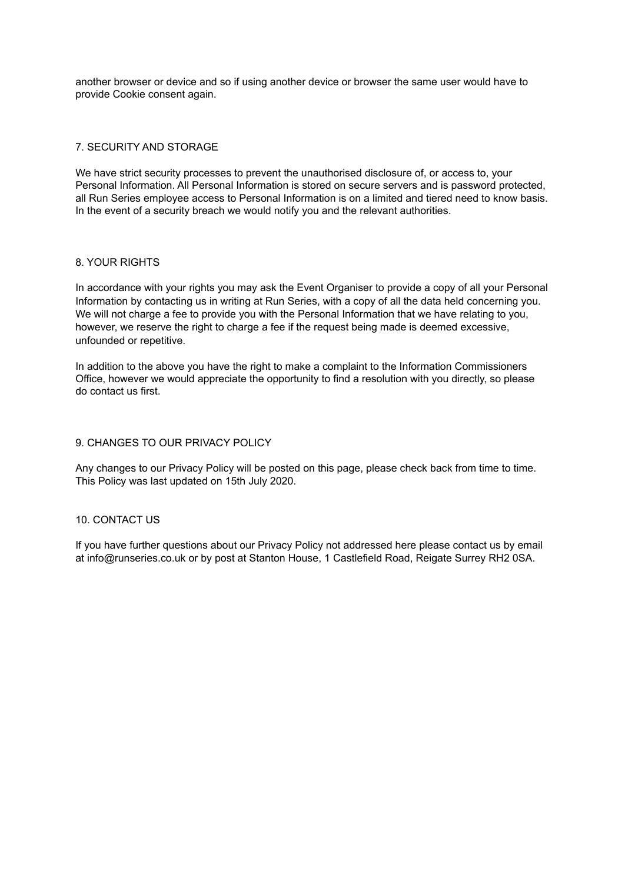another browser or device and so if using another device or browser the same user would have to provide Cookie consent again.

## 7. SECURITY AND STORAGE

We have strict security processes to prevent the unauthorised disclosure of, or access to, your Personal Information. All Personal Information is stored on secure servers and is password protected, all Run Series employee access to Personal Information is on a limited and tiered need to know basis. In the event of a security breach we would notify you and the relevant authorities.

## 8. YOUR RIGHTS

In accordance with your rights you may ask the Event Organiser to provide a copy of all your Personal Information by contacting us in writing at Run Series, with a copy of all the data held concerning you. We will not charge a fee to provide you with the Personal Information that we have relating to you, however, we reserve the right to charge a fee if the request being made is deemed excessive, unfounded or repetitive.

In addition to the above you have the right to make a complaint to the Information Commissioners Office, however we would appreciate the opportunity to find a resolution with you directly, so please do contact us first.

## 9. CHANGES TO OUR PRIVACY POLICY

Any changes to our Privacy Policy will be posted on this page, please check back from time to time. This Policy was last updated on 15th July 2020.

## 10. CONTACT US

If you have further questions about our Privacy Policy not addressed here please contact us by email at info@runseries.co.uk or by post at Stanton House, 1 Castlefield Road, Reigate Surrey RH2 0SA.